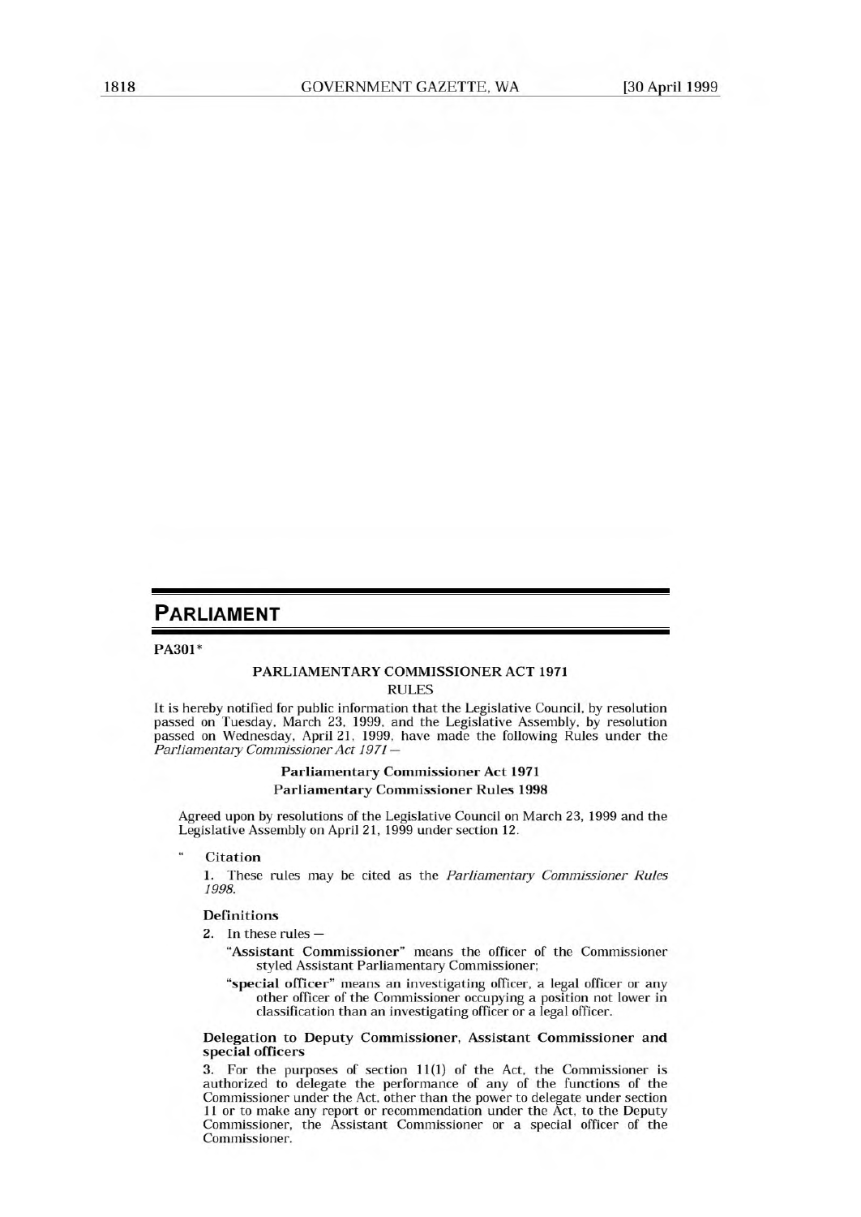# PARLIAMENT

**PA301***

## PARLIAMENTARY COMMISSIONER ACT 1971

RULES

It is hereby notified for public information that the Legislative Council, by resolution passed on Tuesday, March 23, 1999, and the Legislative Assembly, by resolution passed on Wednesday, April 21, 1999, have made the following Rules under the *Parliamentary Commissioner Act 1971* —

### Parliamentary Commissioner Act 1971

### Parliamentary Commissioner Rules 1998

Agreed upon by resolutions of the Legislative Council on March 23, 1999 and the Legislative Assembly on April 21, 1999 under section 12.

" **Citation**

**1.** These rules may be cited as the *Parliamentary Commissioner Rules 1998*.

**Definitions**

**2.** In these rules —

"**Assistant Commissioner**" means the officer of the Commissioner styled Assistant Parliamentary Commissioner;

"**special officer**" means an investigating officer, a legal officer or any other officer of the Commissioner occupying a position not lower in classification than an investigating officer or a legal officer.

**Delegation to Deputy Commissioner, Assistant Commissioner and special officers**

**3.** For the purposes of section 11(1) of the Act, the Commissioner is authorized to delegate the performance of any of the functions of the Commissioner under the Act, other than the power to delegate under section 11 or to make any report or recommendation under the Act, to the Deputy Commissioner, the Assistant Commissioner or a special officer of the Commissioner.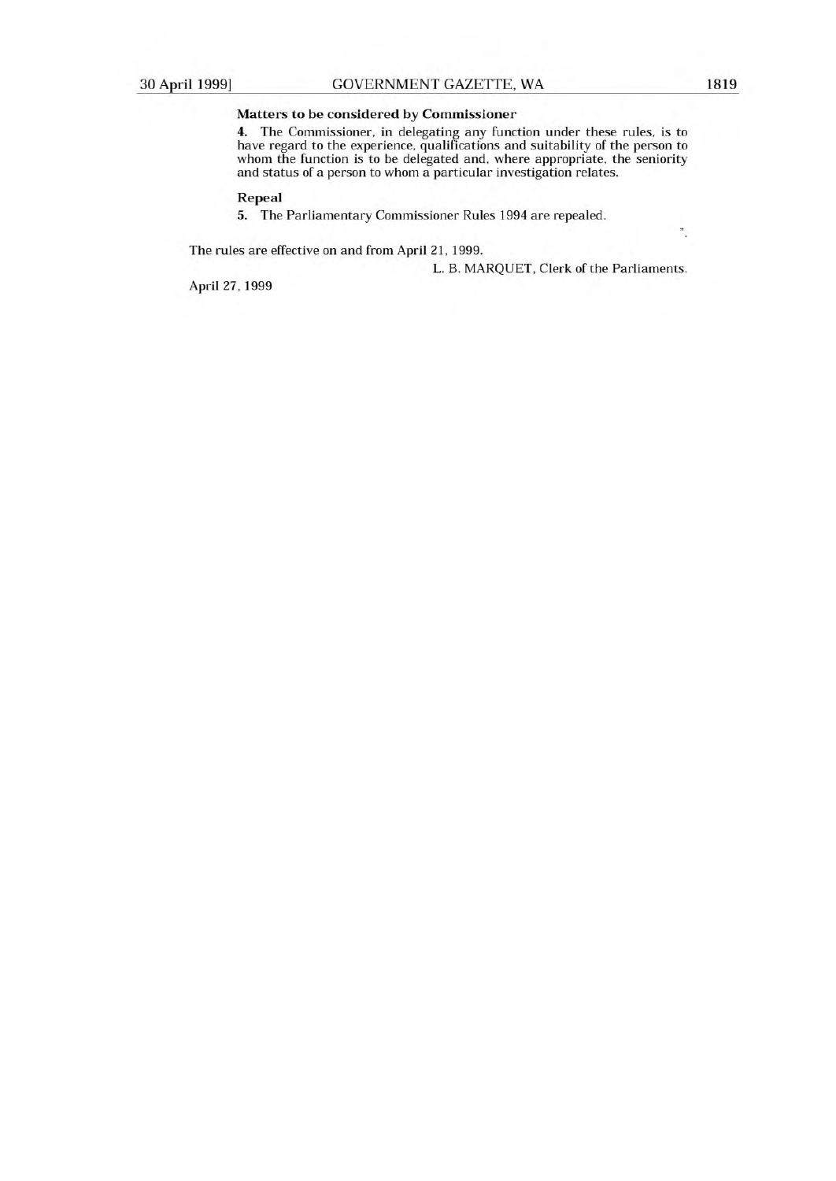**Matters to be considered by Commissioner**

**4.** The Commissioner, in delegating any function under these rules, is to have regard to the experience, qualifications and suitability of the person to whom the function is to be delegated and, where appropriate, the seniority and status of a person to whom a particular investigation relates.

**Repeal**

**5.** The Parliamentary Commissioner Rules 1994 are repealed.

".

The rules are effective on and from April 21, 1999.

L. B. MARQUET, Clerk of the Parliaments.

April 27, 1999